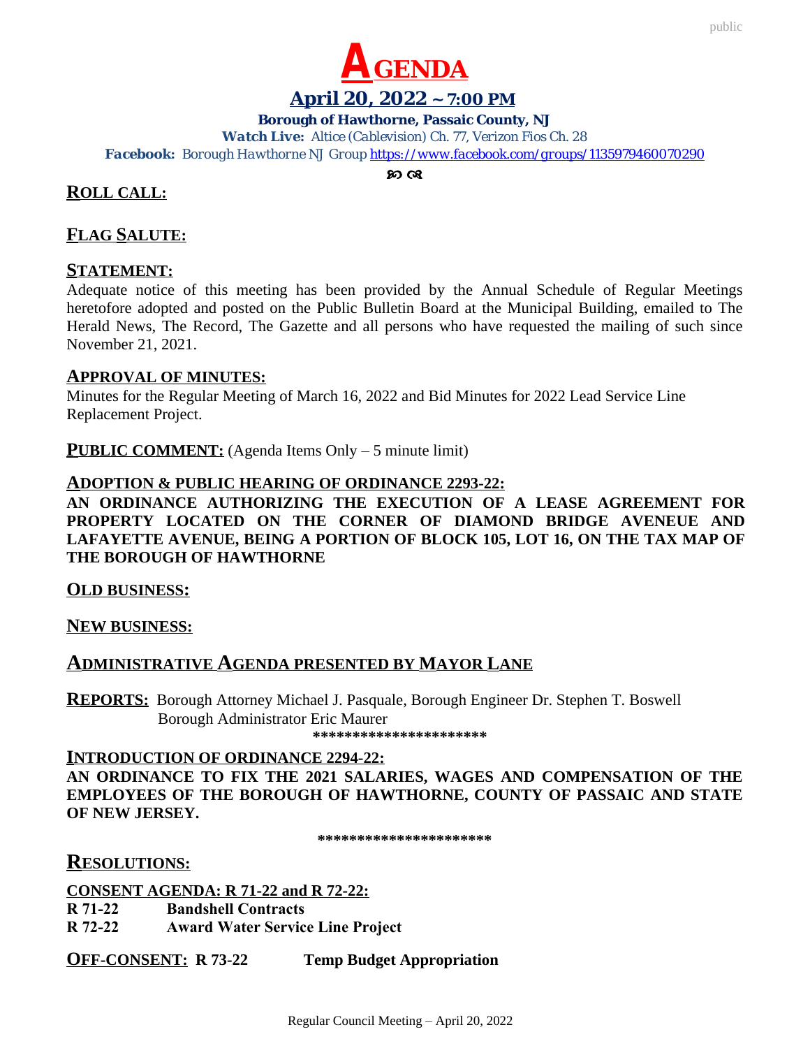# AGENDA

## April 20, 2022 ~ 7:00 PM

**Borough of Hawthorne, Passaic County, NJ**

***Watch Live:*** *Altice (Cablevision) Ch. 77, Verizon Fios Ch. 28*

***Facebook:*** *Borough Hawthorne NJ Group* https://www.facebook.com/groups/1135979460070290

ꙮ ꙮ

## ROLL CALL:

## FLAG SALUTE:

## STATEMENT:

Adequate notice of this meeting has been provided by the Annual Schedule of Regular Meetings heretofore adopted and posted on the Public Bulletin Board at the Municipal Building, emailed to The Herald News, The Record, The Gazette and all persons who have requested the mailing of such since November 21, 2021.

## APPROVAL OF MINUTES:

Minutes for the Regular Meeting of March 16, 2022 and Bid Minutes for 2022 Lead Service Line Replacement Project.

**PUBLIC COMMENT:** (Agenda Items Only – 5 minute limit)

## ADOPTION & PUBLIC HEARING OF ORDINANCE 2293-22:

**AN ORDINANCE AUTHORIZING THE EXECUTION OF A LEASE AGREEMENT FOR PROPERTY LOCATED ON THE CORNER OF DIAMOND BRIDGE AVENEUE AND LAFAYETTE AVENUE, BEING A PORTION OF BLOCK 105, LOT 16, ON THE TAX MAP OF THE BOROUGH OF HAWTHORNE**

## OLD BUSINESS:

## NEW BUSINESS:

## ADMINISTRATIVE AGENDA PRESENTED BY MAYOR LANE

**REPORTS:** Borough Attorney Michael J. Pasquale, Borough Engineer Dr. Stephen T. Boswell
Borough Administrator Eric Maurer

**********************

## INTRODUCTION OF ORDINANCE 2294-22:

**AN ORDINANCE TO FIX THE 2021 SALARIES, WAGES AND COMPENSATION OF THE EMPLOYEES OF THE BOROUGH OF HAWTHORNE, COUNTY OF PASSAIC AND STATE OF NEW JERSEY.**

**********************

## RESOLUTIONS:

**CONSENT AGENDA: R 71-22 and R 72-22:**

**R 71-22** **Bandshell Contracts**
**R 72-22** **Award Water Service Line Project**

**OFF-CONSENT: R 73-22** **Temp Budget Appropriation**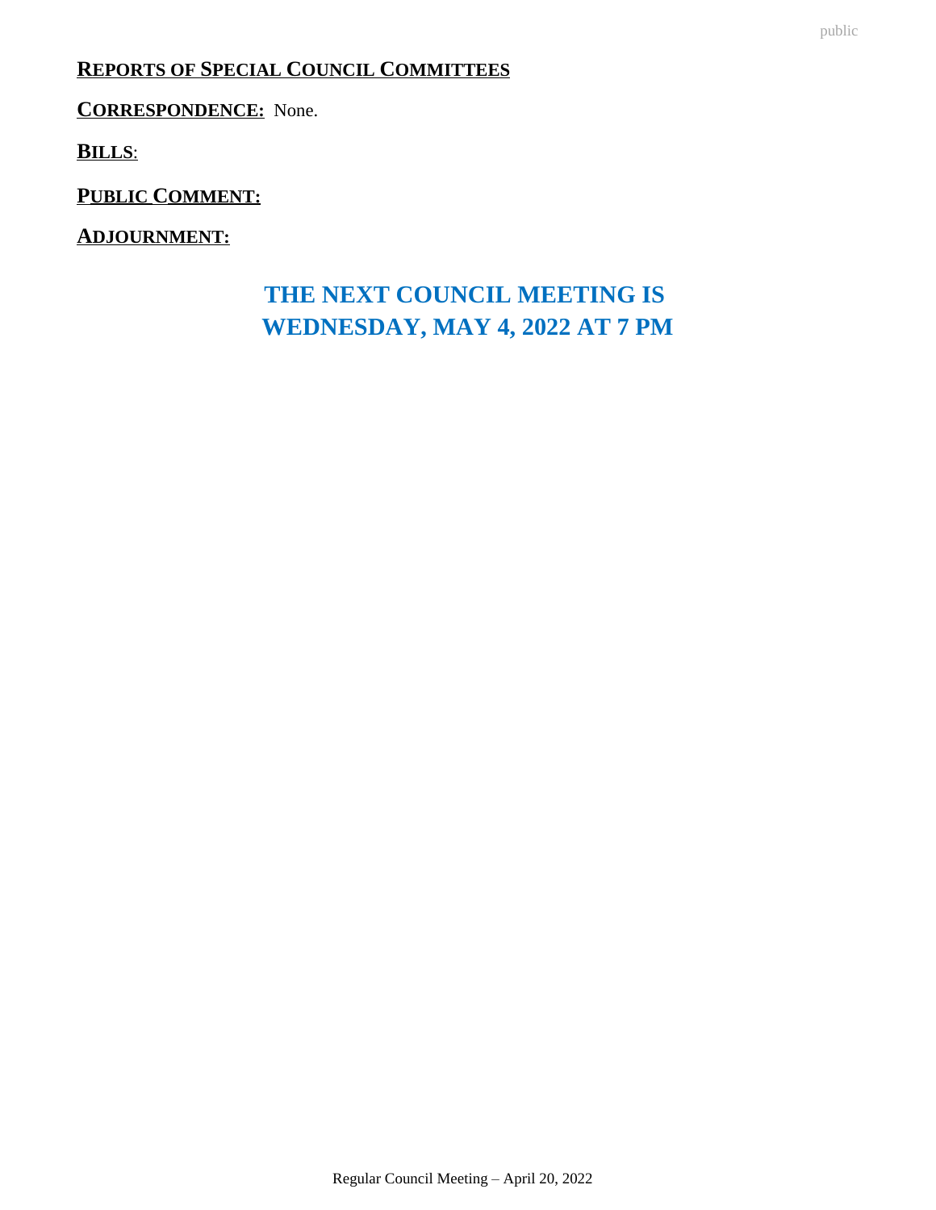**REPORTS OF SPECIAL COUNCIL COMMITTEES**

**CORRESPONDENCE:** None.

**BILLS**:

**PUBLIC COMMENT:**

**ADJOURNMENT:**

## THE NEXT COUNCIL MEETING IS WEDNESDAY, MAY 4, 2022 AT 7 PM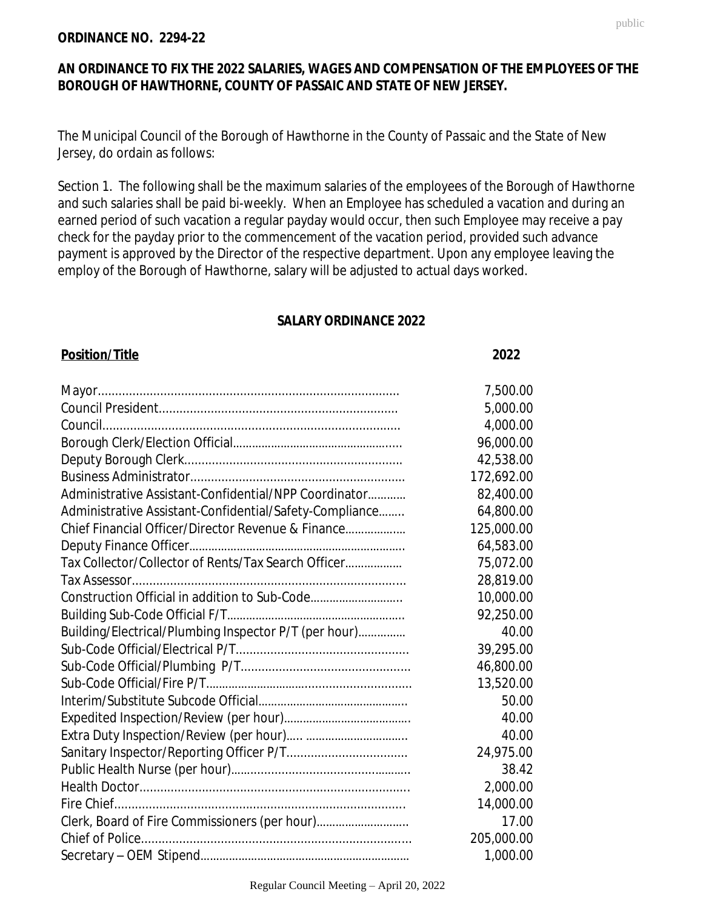**ORDINANCE NO. 2294-22**

**AN ORDINANCE TO FIX THE 2022 SALARIES, WAGES AND COMPENSATION OF THE EMPLOYEES OF THE BOROUGH OF HAWTHORNE, COUNTY OF PASSAIC AND STATE OF NEW JERSEY.**

The Municipal Council of the Borough of Hawthorne in the County of Passaic and the State of New Jersey, do ordain as follows:

Section 1. The following shall be the maximum salaries of the employees of the Borough of Hawthorne and such salaries shall be paid bi-weekly. When an Employee has scheduled a vacation and during an earned period of such vacation a regular payday would occur, then such Employee may receive a pay check for the payday prior to the commencement of the vacation period, provided such advance payment is approved by the Director of the respective department. Upon any employee leaving the employ of the Borough of Hawthorne, salary will be adjusted to actual days worked.

**SALARY ORDINANCE 2022**

| **Position/Title** | **2022** |
|---|---|
| Mayor | 7,500.00 |
| Council President | 5,000.00 |
| Council | 4,000.00 |
| Borough Clerk/Election Official | 96,000.00 |
| Deputy Borough Clerk | 42,538.00 |
| Business Administrator | 172,692.00 |
| Administrative Assistant-Confidential/NPP Coordinator | 82,400.00 |
| Administrative Assistant-Confidential/Safety-Compliance | 64,800.00 |
| Chief Financial Officer/Director Revenue & Finance | 125,000.00 |
| Deputy Finance Officer | 64,583.00 |
| Tax Collector/Collector of Rents/Tax Search Officer | 75,072.00 |
| Tax Assessor | 28,819.00 |
| Construction Official in addition to Sub-Code | 10,000.00 |
| Building Sub-Code Official F/T | 92,250.00 |
| Building/Electrical/Plumbing Inspector P/T (per hour) | 40.00 |
| Sub-Code Official/Electrical P/T | 39,295.00 |
| Sub-Code Official/Plumbing P/T | 46,800.00 |
| Sub-Code Official/Fire P/T | 13,520.00 |
| Interim/Substitute Subcode Official | 50.00 |
| Expedited Inspection/Review (per hour) | 40.00 |
| Extra Duty Inspection/Review (per hour) | 40.00 |
| Sanitary Inspector/Reporting Officer P/T | 24,975.00 |
| Public Health Nurse (per hour) | 38.42 |
| Health Doctor | 2,000.00 |
| Fire Chief | 14,000.00 |
| Clerk, Board of Fire Commissioners (per hour) | 17.00 |
| Chief of Police | 205,000.00 |
| Secretary – OEM Stipend | 1,000.00 |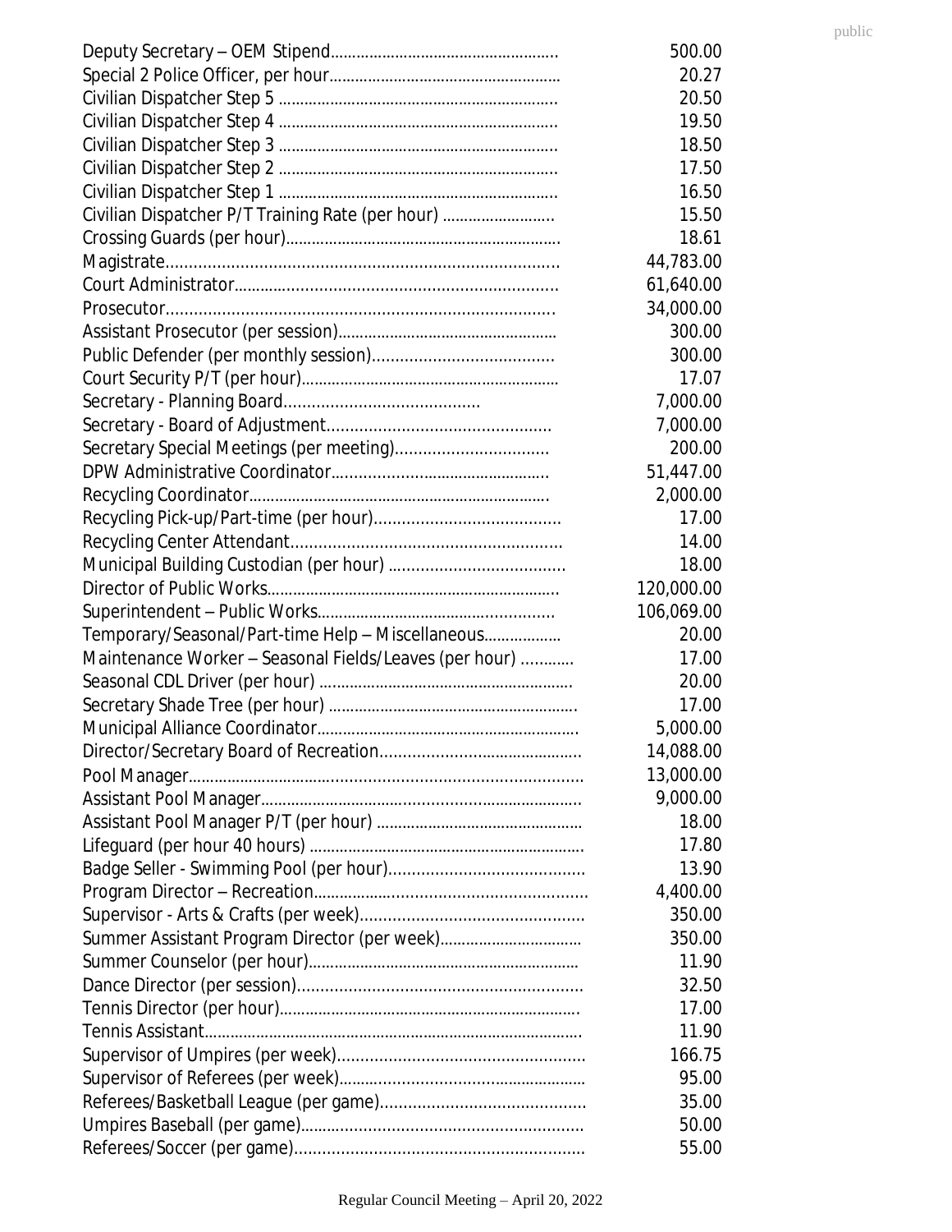| Position | Amount |
|---|---|
| Deputy Secretary – OEM Stipend | 500.00 |
| Special 2 Police Officer, per hour | 20.27 |
| Civilian Dispatcher Step 5 | 20.50 |
| Civilian Dispatcher Step 4 | 19.50 |
| Civilian Dispatcher Step 3 | 18.50 |
| Civilian Dispatcher Step 2 | 17.50 |
| Civilian Dispatcher Step 1 | 16.50 |
| Civilian Dispatcher P/T Training Rate (per hour) | 15.50 |
| Crossing Guards (per hour) | 18.61 |
| Magistrate | 44,783.00 |
| Court Administrator | 61,640.00 |
| Prosecutor | 34,000.00 |
| Assistant Prosecutor (per session) | 300.00 |
| Public Defender (per monthly session) | 300.00 |
| Court Security P/T (per hour) | 17.07 |
| Secretary - Planning Board | 7,000.00 |
| Secretary - Board of Adjustment | 7,000.00 |
| Secretary Special Meetings (per meeting) | 200.00 |
| DPW Administrative Coordinator | 51,447.00 |
| Recycling Coordinator | 2,000.00 |
| Recycling Pick-up/Part-time (per hour) | 17.00 |
| Recycling Center Attendant | 14.00 |
| Municipal Building Custodian (per hour) | 18.00 |
| Director of Public Works | 120,000.00 |
| Superintendent – Public Works | 106,069.00 |
| Temporary/Seasonal/Part-time Help – Miscellaneous | 20.00 |
| Maintenance Worker – Seasonal Fields/Leaves (per hour) | 17.00 |
| Seasonal CDL Driver (per hour) | 20.00 |
| Secretary Shade Tree (per hour) | 17.00 |
| Municipal Alliance Coordinator | 5,000.00 |
| Director/Secretary Board of Recreation | 14,088.00 |
| Pool Manager | 13,000.00 |
| Assistant Pool Manager | 9,000.00 |
| Assistant Pool Manager P/T (per hour) | 18.00 |
| Lifeguard (per hour 40 hours) | 17.80 |
| Badge Seller - Swimming Pool (per hour) | 13.90 |
| Program Director – Recreation | 4,400.00 |
| Supervisor - Arts & Crafts (per week) | 350.00 |
| Summer Assistant Program Director (per week) | 350.00 |
| Summer Counselor (per hour) | 11.90 |
| Dance Director (per session) | 32.50 |
| Tennis Director (per hour) | 17.00 |
| Tennis Assistant | 11.90 |
| Supervisor of Umpires (per week) | 166.75 |
| Supervisor of Referees (per week) | 95.00 |
| Referees/Basketball League (per game) | 35.00 |
| Umpires Baseball (per game) | 50.00 |
| Referees/Soccer (per game) | 55.00 |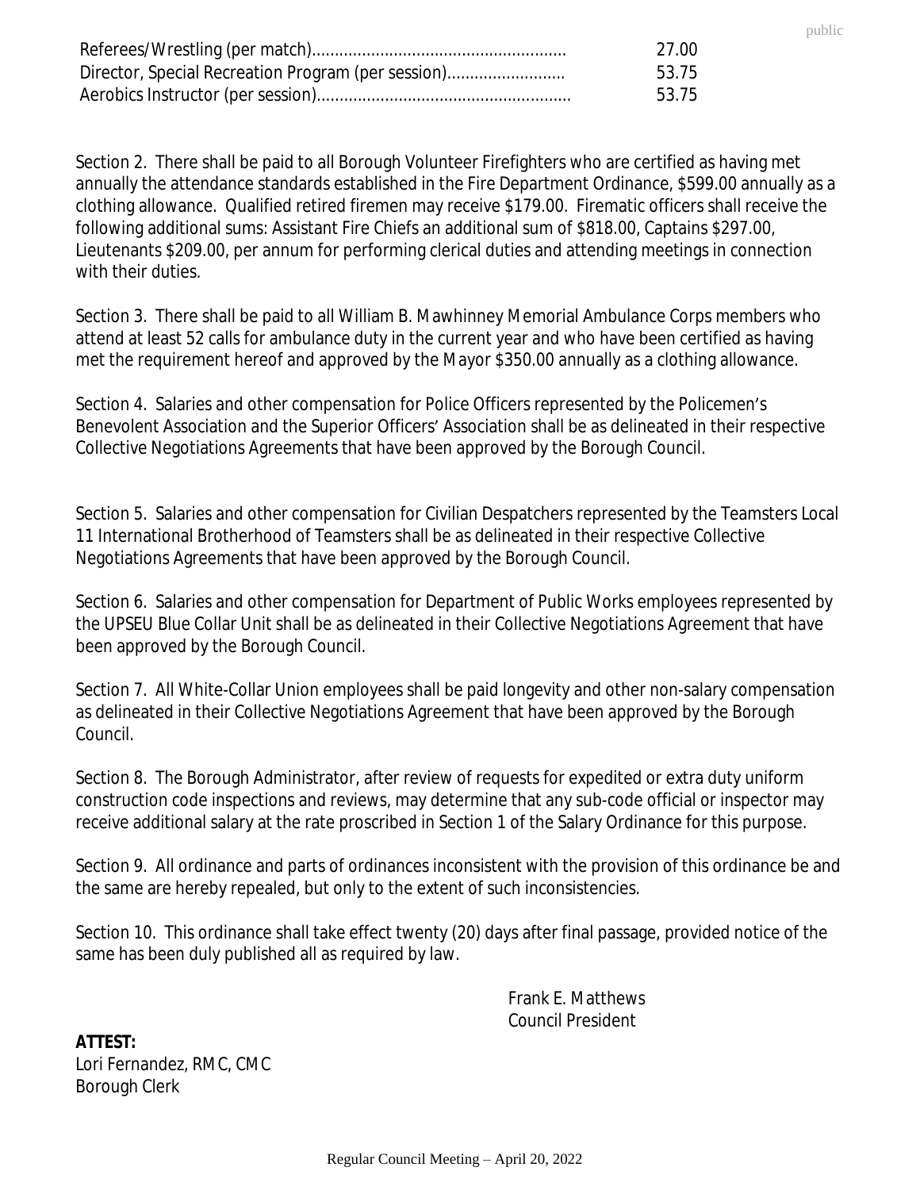| | |
|---|---|
| Referees/Wrestling (per match)....................................................... | 27.00 |
| Director, Special Recreation Program (per session).......................... | 53.75 |
| Aerobics Instructor (per session)....................................................... | 53.75 |

Section 2. There shall be paid to all Borough Volunteer Firefighters who are certified as having met annually the attendance standards established in the Fire Department Ordinance, $599.00 annually as a clothing allowance. Qualified retired firemen may receive $179.00. Firematic officers shall receive the following additional sums: Assistant Fire Chiefs an additional sum of $818.00, Captains $297.00, Lieutenants $209.00, per annum for performing clerical duties and attending meetings in connection with their duties.

Section 3. There shall be paid to all William B. Mawhinney Memorial Ambulance Corps members who attend at least 52 calls for ambulance duty in the current year and who have been certified as having met the requirement hereof and approved by the Mayor $350.00 annually as a clothing allowance.

Section 4. Salaries and other compensation for Police Officers represented by the Policemen's Benevolent Association and the Superior Officers' Association shall be as delineated in their respective Collective Negotiations Agreements that have been approved by the Borough Council.

Section 5. Salaries and other compensation for Civilian Despatchers represented by the Teamsters Local 11 International Brotherhood of Teamsters shall be as delineated in their respective Collective Negotiations Agreements that have been approved by the Borough Council.

Section 6. Salaries and other compensation for Department of Public Works employees represented by the UPSEU Blue Collar Unit shall be as delineated in their Collective Negotiations Agreement that have been approved by the Borough Council.

Section 7. All White-Collar Union employees shall be paid longevity and other non-salary compensation as delineated in their Collective Negotiations Agreement that have been approved by the Borough Council.

Section 8. The Borough Administrator, after review of requests for expedited or extra duty uniform construction code inspections and reviews, may determine that any sub-code official or inspector may receive additional salary at the rate proscribed in Section 1 of the Salary Ordinance for this purpose.

Section 9. All ordinance and parts of ordinances inconsistent with the provision of this ordinance be and the same are hereby repealed, but only to the extent of such inconsistencies.

Section 10. This ordinance shall take effect twenty (20) days after final passage, provided notice of the same has been duly published all as required by law.

Frank E. Matthews
Council President

**ATTEST:**
Lori Fernandez, RMC, CMC
Borough Clerk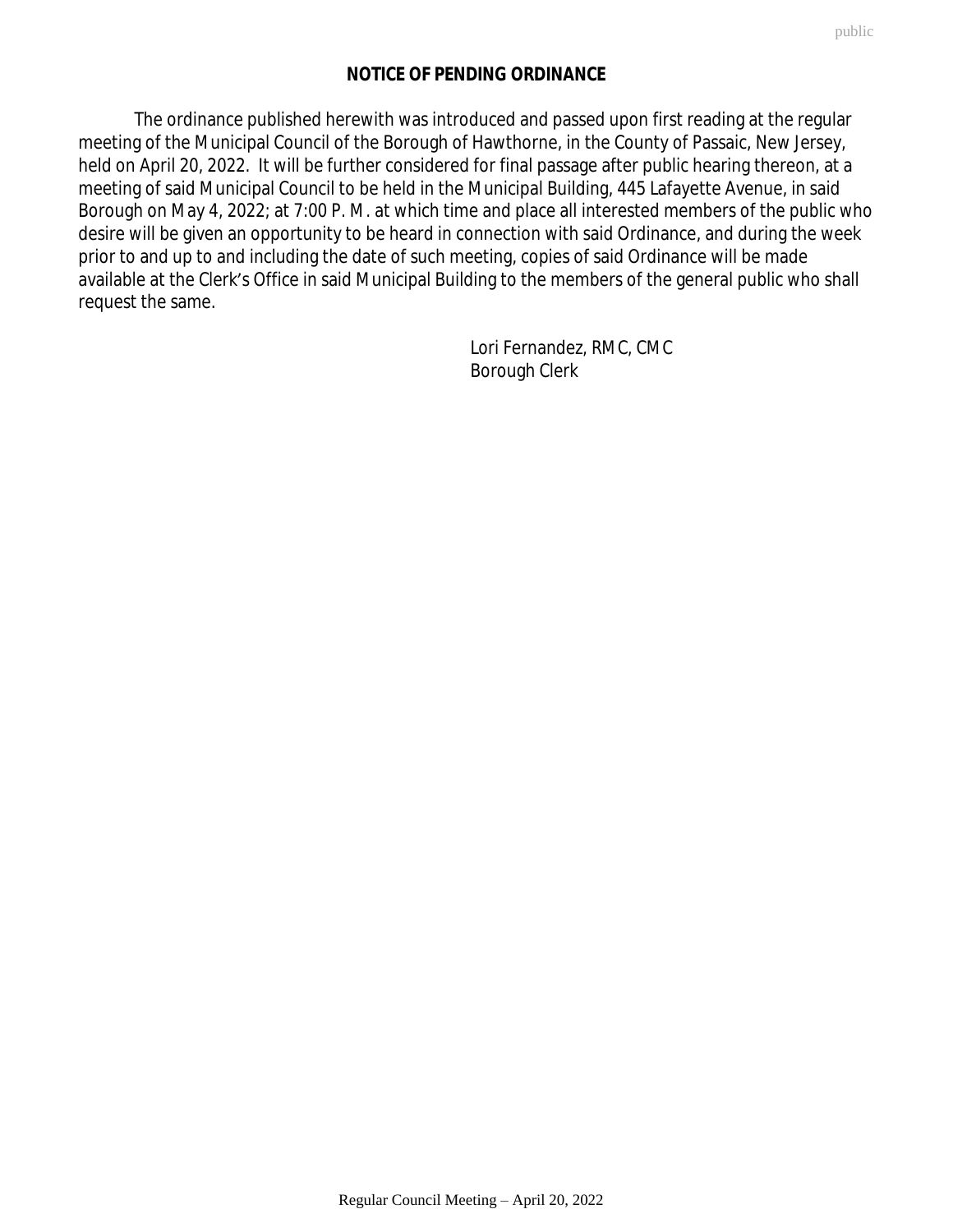## NOTICE OF PENDING ORDINANCE

The ordinance published herewith was introduced and passed upon first reading at the regular meeting of the Municipal Council of the Borough of Hawthorne, in the County of Passaic, New Jersey, held on April 20, 2022. It will be further considered for final passage after public hearing thereon, at a meeting of said Municipal Council to be held in the Municipal Building, 445 Lafayette Avenue, in said Borough on May 4, 2022; at 7:00 P. M. at which time and place all interested members of the public who desire will be given an opportunity to be heard in connection with said Ordinance, and during the week prior to and up to and including the date of such meeting, copies of said Ordinance will be made available at the Clerk's Office in said Municipal Building to the members of the general public who shall request the same.

Lori Fernandez, RMC, CMC
Borough Clerk